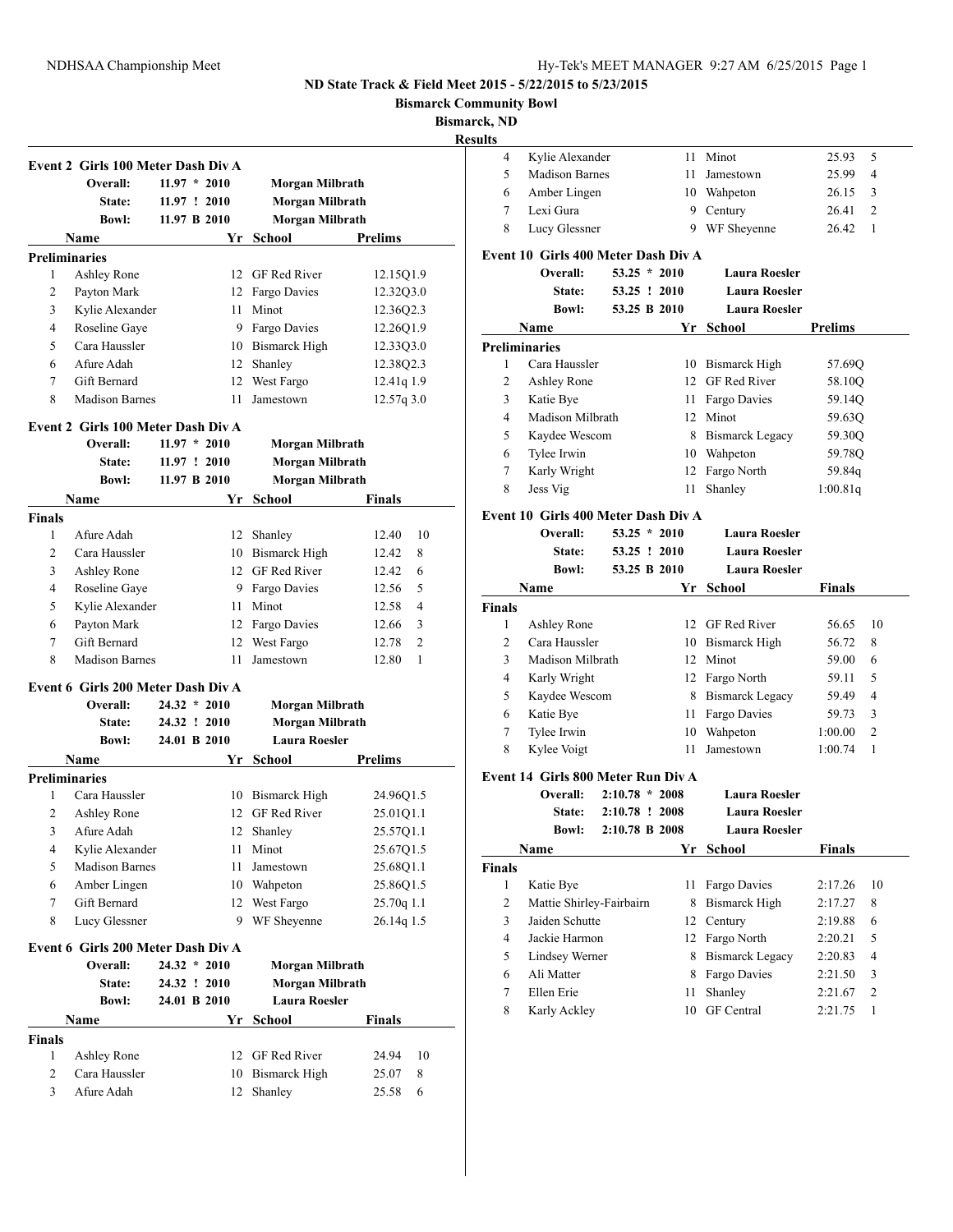# ND State Track & Field Meet 2015 - 5/22/2015 to 5/23/2015

**Bismarck Community Bowl**

**Bismarck, ND**

**Results**

### Event 2 Girls 100 Meter Dash Div A

| | | | |
|---|---|---|---|
| **Overall:** | 11.97 * 2010 | **Morgan Milbrath** | |
| **State:** | 11.97 ! 2010 | **Morgan Milbrath** | |
| **Bowl:** | 11.97 B 2010 | **Morgan Milbrath** | |

**Preliminaries**

| | Name | Yr | School | Prelims |
|---|---|---|---|---|
| 1 | Ashley Rone | 12 | GF Red River | 12.15Q1.9 |
| 2 | Payton Mark | 12 | Fargo Davies | 12.32Q3.0 |
| 3 | Kylie Alexander | 11 | Minot | 12.36Q2.3 |
| 4 | Roseline Gaye | 9 | Fargo Davies | 12.26Q1.9 |
| 5 | Cara Haussler | 10 | Bismarck High | 12.33Q3.0 |
| 6 | Afure Adah | 12 | Shanley | 12.38Q2.3 |
| 7 | Gift Bernard | 12 | West Fargo | 12.41q 1.9 |
| 8 | Madison Barnes | 11 | Jamestown | 12.57q 3.0 |

### Event 2 Girls 100 Meter Dash Div A

| | | | |
|---|---|---|---|
| **Overall:** | 11.97 * 2010 | **Morgan Milbrath** | |
| **State:** | 11.97 ! 2010 | **Morgan Milbrath** | |
| **Bowl:** | 11.97 B 2010 | **Morgan Milbrath** | |

**Finals**

| | Name | Yr | School | Finals | |
|---|---|---|---|---|---|
| 1 | Afure Adah | 12 | Shanley | 12.40 | 10 |
| 2 | Cara Haussler | 10 | Bismarck High | 12.42 | 8 |
| 3 | Ashley Rone | 12 | GF Red River | 12.42 | 6 |
| 4 | Roseline Gaye | 9 | Fargo Davies | 12.56 | 5 |
| 5 | Kylie Alexander | 11 | Minot | 12.58 | 4 |
| 6 | Payton Mark | 12 | Fargo Davies | 12.66 | 3 |
| 7 | Gift Bernard | 12 | West Fargo | 12.78 | 2 |
| 8 | Madison Barnes | 11 | Jamestown | 12.80 | 1 |

### Event 6 Girls 200 Meter Dash Div A

| | | | |
|---|---|---|---|
| **Overall:** | 24.32 * 2010 | **Morgan Milbrath** | |
| **State:** | 24.32 ! 2010 | **Morgan Milbrath** | |
| **Bowl:** | 24.01 B 2010 | **Laura Roesler** | |

**Preliminaries**

| | Name | Yr | School | Prelims |
|---|---|---|---|---|
| 1 | Cara Haussler | 10 | Bismarck High | 24.96Q1.5 |
| 2 | Ashley Rone | 12 | GF Red River | 25.01Q1.1 |
| 3 | Afure Adah | 12 | Shanley | 25.57Q1.1 |
| 4 | Kylie Alexander | 11 | Minot | 25.67Q1.5 |
| 5 | Madison Barnes | 11 | Jamestown | 25.68Q1.1 |
| 6 | Amber Lingen | 10 | Wahpeton | 25.86Q1.5 |
| 7 | Gift Bernard | 12 | West Fargo | 25.70q 1.1 |
| 8 | Lucy Glessner | 9 | WF Sheyenne | 26.14q 1.5 |

### Event 6 Girls 200 Meter Dash Div A

| | | | |
|---|---|---|---|
| **Overall:** | 24.32 * 2010 | **Morgan Milbrath** | |
| **State:** | 24.32 ! 2010 | **Morgan Milbrath** | |
| **Bowl:** | 24.01 B 2010 | **Laura Roesler** | |

**Finals**

| | Name | Yr | School | Finals | |
|---|---|---|---|---|---|
| 1 | Ashley Rone | 12 | GF Red River | 24.94 | 10 |
| 2 | Cara Haussler | 10 | Bismarck High | 25.07 | 8 |
| 3 | Afure Adah | 12 | Shanley | 25.58 | 6 |
| 4 | Kylie Alexander | 11 | Minot | 25.93 | 5 |
| 5 | Madison Barnes | 11 | Jamestown | 25.99 | 4 |
| 6 | Amber Lingen | 10 | Wahpeton | 26.15 | 3 |
| 7 | Lexi Gura | 9 | Century | 26.41 | 2 |
| 8 | Lucy Glessner | 9 | WF Sheyenne | 26.42 | 1 |

### Event 10 Girls 400 Meter Dash Div A

| | | | |
|---|---|---|---|
| **Overall:** | 53.25 * 2010 | **Laura Roesler** | |
| **State:** | 53.25 ! 2010 | **Laura Roesler** | |
| **Bowl:** | 53.25 B 2010 | **Laura Roesler** | |

**Preliminaries**

| | Name | Yr | School | Prelims |
|---|---|---|---|---|
| 1 | Cara Haussler | 10 | Bismarck High | 57.69Q |
| 2 | Ashley Rone | 12 | GF Red River | 58.10Q |
| 3 | Katie Bye | 11 | Fargo Davies | 59.14Q |
| 4 | Madison Milbrath | 12 | Minot | 59.63Q |
| 5 | Kaydee Wescom | 8 | Bismarck Legacy | 59.30Q |
| 6 | Tylee Irwin | 10 | Wahpeton | 59.78Q |
| 7 | Karly Wright | 12 | Fargo North | 59.84q |
| 8 | Jess Vig | 11 | Shanley | 1:00.81q |

### Event 10 Girls 400 Meter Dash Div A

| | | | |
|---|---|---|---|
| **Overall:** | 53.25 * 2010 | **Laura Roesler** | |
| **State:** | 53.25 ! 2010 | **Laura Roesler** | |
| **Bowl:** | 53.25 B 2010 | **Laura Roesler** | |

**Finals**

| | Name | Yr | School | Finals | |
|---|---|---|---|---|---|
| 1 | Ashley Rone | 12 | GF Red River | 56.65 | 10 |
| 2 | Cara Haussler | 10 | Bismarck High | 56.72 | 8 |
| 3 | Madison Milbrath | 12 | Minot | 59.00 | 6 |
| 4 | Karly Wright | 12 | Fargo North | 59.11 | 5 |
| 5 | Kaydee Wescom | 8 | Bismarck Legacy | 59.49 | 4 |
| 6 | Katie Bye | 11 | Fargo Davies | 59.73 | 3 |
| 7 | Tylee Irwin | 10 | Wahpeton | 1:00.00 | 2 |
| 8 | Kylee Voigt | 11 | Jamestown | 1:00.74 | 1 |

### Event 14 Girls 800 Meter Run Div A

| | | | |
|---|---|---|---|
| **Overall:** | 2:10.78 * 2008 | **Laura Roesler** | |
| **State:** | 2:10.78 ! 2008 | **Laura Roesler** | |
| **Bowl:** | 2:10.78 B 2008 | **Laura Roesler** | |

**Finals**

| | Name | Yr | School | Finals | |
|---|---|---|---|---|---|
| 1 | Katie Bye | 11 | Fargo Davies | 2:17.26 | 10 |
| 2 | Mattie Shirley-Fairbairn | 8 | Bismarck High | 2:17.27 | 8 |
| 3 | Jaiden Schutte | 12 | Century | 2:19.88 | 6 |
| 4 | Jackie Harmon | 12 | Fargo North | 2:20.21 | 5 |
| 5 | Lindsey Werner | 8 | Bismarck Legacy | 2:20.83 | 4 |
| 6 | Ali Matter | 8 | Fargo Davies | 2:21.50 | 3 |
| 7 | Ellen Erie | 11 | Shanley | 2:21.67 | 2 |
| 8 | Karly Ackley | 10 | GF Central | 2:21.75 | 1 |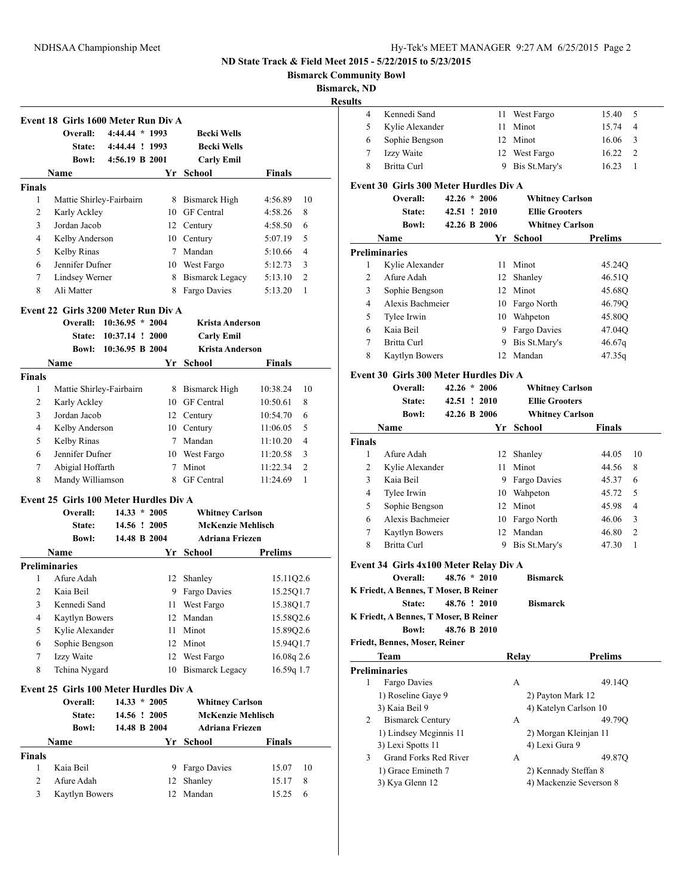## ND State Track & Field Meet 2015 - 5/22/2015 to 5/23/2015

**Bismarck Community Bowl**

**Bismarck, ND**

**Results**

### Event 18 Girls 1600 Meter Run Div A

| | | | |
|---|---|---|---|
| Overall: | 4:44.44 * 1993 | Becki Wells | |
| State: | 4:44.44 ! 1993 | Becki Wells | |
| Bowl: | 4:56.19 B 2001 | Carly Emil | |

| | Name | Yr | School | Finals | |
|---|---|---|---|---|---|
| **Finals** | | | | | |
| 1 | Mattie Shirley-Fairbairn | 8 | Bismarck High | 4:56.89 | 10 |
| 2 | Karly Ackley | 10 | GF Central | 4:58.26 | 8 |
| 3 | Jordan Jacob | 12 | Century | 4:58.50 | 6 |
| 4 | Kelby Anderson | 10 | Century | 5:07.19 | 5 |
| 5 | Kelby Rinas | 7 | Mandan | 5:10.66 | 4 |
| 6 | Jennifer Dufner | 10 | West Fargo | 5:12.73 | 3 |
| 7 | Lindsey Werner | 8 | Bismarck Legacy | 5:13.10 | 2 |
| 8 | Ali Matter | 8 | Fargo Davies | 5:13.20 | 1 |

### Event 22 Girls 3200 Meter Run Div A

| | | | |
|---|---|---|---|
| Overall: | 10:36.95 * 2004 | Krista Anderson | |
| State: | 10:37.14 ! 2000 | Carly Emil | |
| Bowl: | 10:36.95 B 2004 | Krista Anderson | |

| | Name | Yr | School | Finals | |
|---|---|---|---|---|---|
| **Finals** | | | | | |
| 1 | Mattie Shirley-Fairbairn | 8 | Bismarck High | 10:38.24 | 10 |
| 2 | Karly Ackley | 10 | GF Central | 10:50.61 | 8 |
| 3 | Jordan Jacob | 12 | Century | 10:54.70 | 6 |
| 4 | Kelby Anderson | 10 | Century | 11:06.05 | 5 |
| 5 | Kelby Rinas | 7 | Mandan | 11:10.20 | 4 |
| 6 | Jennifer Dufner | 10 | West Fargo | 11:20.58 | 3 |
| 7 | Abigial Hoffarth | 7 | Minot | 11:22.34 | 2 |
| 8 | Mandy Williamson | 8 | GF Central | 11:24.69 | 1 |

### Event 25 Girls 100 Meter Hurdles Div A

| | | | |
|---|---|---|---|
| Overall: | 14.33 * 2005 | Whitney Carlson | |
| State: | 14.56 ! 2005 | McKenzie Mehlisch | |
| Bowl: | 14.48 B 2004 | Adriana Friezen | |

| | Name | Yr | School | Prelims |
|---|---|---|---|---|
| **Preliminaries** | | | | |
| 1 | Afure Adah | 12 | Shanley | 15.11Q2.6 |
| 2 | Kaia Beil | 9 | Fargo Davies | 15.25Q1.7 |
| 3 | Kennedi Sand | 11 | West Fargo | 15.38Q1.7 |
| 4 | Kaytlyn Bowers | 12 | Mandan | 15.58Q2.6 |
| 5 | Kylie Alexander | 11 | Minot | 15.89Q2.6 |
| 6 | Sophie Bengson | 12 | Minot | 15.94Q1.7 |
| 7 | Izzy Waite | 12 | West Fargo | 16.08q 2.6 |
| 8 | Tchina Nygard | 10 | Bismarck Legacy | 16.59q 1.7 |

### Event 25 Girls 100 Meter Hurdles Div A

| | | | |
|---|---|---|---|
| Overall: | 14.33 * 2005 | Whitney Carlson | |
| State: | 14.56 ! 2005 | McKenzie Mehlisch | |
| Bowl: | 14.48 B 2004 | Adriana Friezen | |

| | Name | Yr | School | Finals | |
|---|---|---|---|---|---|
| **Finals** | | | | | |
| 1 | Kaia Beil | 9 | Fargo Davies | 15.07 | 10 |
| 2 | Afure Adah | 12 | Shanley | 15.17 | 8 |
| 3 | Kaytlyn Bowers | 12 | Mandan | 15.25 | 6 |
| 4 | Kennedi Sand | 11 | West Fargo | 15.40 | 5 |
| 5 | Kylie Alexander | 11 | Minot | 15.74 | 4 |
| 6 | Sophie Bengson | 12 | Minot | 16.06 | 3 |
| 7 | Izzy Waite | 12 | West Fargo | 16.22 | 2 |
| 8 | Britta Curl | 9 | Bis St.Mary's | 16.23 | 1 |

### Event 30 Girls 300 Meter Hurdles Div A

| | | | |
|---|---|---|---|
| Overall: | 42.26 * 2006 | Whitney Carlson | |
| State: | 42.51 ! 2010 | Ellie Grooters | |
| Bowl: | 42.26 B 2006 | Whitney Carlson | |

| | Name | Yr | School | Prelims |
|---|---|---|---|---|
| **Preliminaries** | | | | |
| 1 | Kylie Alexander | 11 | Minot | 45.24Q |
| 2 | Afure Adah | 12 | Shanley | 46.51Q |
| 3 | Sophie Bengson | 12 | Minot | 45.68Q |
| 4 | Alexis Bachmeier | 10 | Fargo North | 46.79Q |
| 5 | Tylee Irwin | 10 | Wahpeton | 45.80Q |
| 6 | Kaia Beil | 9 | Fargo Davies | 47.04Q |
| 7 | Britta Curl | 9 | Bis St.Mary's | 46.67q |
| 8 | Kaytlyn Bowers | 12 | Mandan | 47.35q |

### Event 30 Girls 300 Meter Hurdles Div A

| | | | |
|---|---|---|---|
| Overall: | 42.26 * 2006 | Whitney Carlson | |
| State: | 42.51 ! 2010 | Ellie Grooters | |
| Bowl: | 42.26 B 2006 | Whitney Carlson | |

| | Name | Yr | School | Finals | |
|---|---|---|---|---|---|
| **Finals** | | | | | |
| 1 | Afure Adah | 12 | Shanley | 44.05 | 10 |
| 2 | Kylie Alexander | 11 | Minot | 44.56 | 8 |
| 3 | Kaia Beil | 9 | Fargo Davies | 45.37 | 6 |
| 4 | Tylee Irwin | 10 | Wahpeton | 45.72 | 5 |
| 5 | Sophie Bengson | 12 | Minot | 45.98 | 4 |
| 6 | Alexis Bachmeier | 10 | Fargo North | 46.06 | 3 |
| 7 | Kaytlyn Bowers | 12 | Mandan | 46.80 | 2 |
| 8 | Britta Curl | 9 | Bis St.Mary's | 47.30 | 1 |

### Event 34 Girls 4x100 Meter Relay Div A

| | | |
|---|---|---|
| Overall: | 48.76 * 2010 | Bismarck |

K Friedt, A Bennes, T Moser, B Reiner

| | | |
|---|---|---|
| State: | 48.76 ! 2010 | Bismarck |

K Friedt, A Bennes, T Moser, B Reiner

| | |
|---|---|
| Bowl: | 48.76 B 2010 |

Friedt, Bennes, Moser, Reiner

| | Team | Relay | Prelims |
|---|---|---|---|
| **Preliminaries** | | | |
| 1 | Fargo Davies | A | 49.14Q |
| | 1) Roseline Gaye 9 | 2) Payton Mark 12 | |
| | 3) Kaia Beil 9 | 4) Katelyn Carlson 10 | |
| 2 | Bismarck Century | A | 49.79Q |
| | 1) Lindsey Mcginnis 11 | 2) Morgan Kleinjan 11 | |
| | 3) Lexi Spotts 11 | 4) Lexi Gura 9 | |
| 3 | Grand Forks Red River | A | 49.87Q |
| | 1) Grace Emineth 7 | 2) Kennady Steffan 8 | |
| | 3) Kya Glenn 12 | 4) Mackenzie Severson 8 | |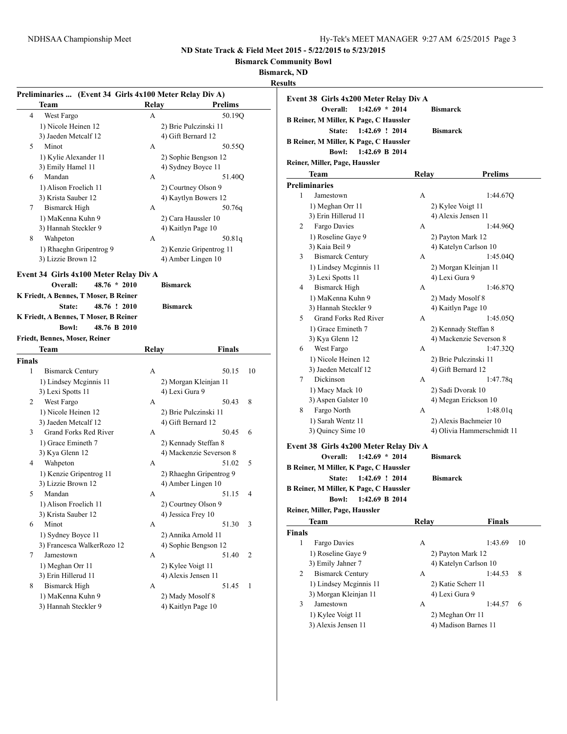ND State Track & Field Meet 2015 - 5/22/2015 to 5/23/2015

Bismarck Community Bowl

Bismarck, ND

Results

## Preliminaries ... (Event 34 Girls 4x100 Meter Relay Div A)

| | Team | Relay | Prelims |
|---|---|---|---|
| 4 | West Fargo | A | 50.19Q |
| | 1) Nicole Heinen 12 | 2) Brie Pulczinski 11 | |
| | 3) Jaeden Metcalf 12 | 4) Gift Bernard 12 | |
| 5 | Minot | A | 50.55Q |
| | 1) Kylie Alexander 11 | 2) Sophie Bengson 12 | |
| | 3) Emily Hamel 11 | 4) Sydney Boyce 11 | |
| 6 | Mandan | A | 51.40Q |
| | 1) Alison Froelich 11 | 2) Courtney Olson 9 | |
| | 3) Krista Sauber 12 | 4) Kaytlyn Bowers 12 | |
| 7 | Bismarck High | A | 50.76q |
| | 1) MaKenna Kuhn 9 | 2) Cara Haussler 10 | |
| | 3) Hannah Steckler 9 | 4) Kaitlyn Page 10 | |
| 8 | Wahpeton | A | 50.81q |
| | 1) Rhaeghn Gripentrog 9 | 2) Kenzie Gripentrog 11 | |
| | 3) Lizzie Brown 12 | 4) Amber Lingen 10 | |

## Event 34 Girls 4x100 Meter Relay Div A

**Overall:** 48.76 * 2010 **Bismarck**
**K Friedt, A Bennes, T Moser, B Reiner**
**State:** 48.76 ! 2010 **Bismarck**
**K Friedt, A Bennes, T Moser, B Reiner**
**Bowl:** 48.76 B 2010
**Friedt, Bennes, Moser, Reiner**

**Finals**

| | Team | Relay | Finals | Points |
|---|---|---|---|---|
| 1 | Bismarck Century | A | 50.15 | 10 |
| | 1) Lindsey Mcginnis 11 | 2) Morgan Kleinjan 11 | | |
| | 3) Lexi Spotts 11 | 4) Lexi Gura 9 | | |
| 2 | West Fargo | A | 50.43 | 8 |
| | 1) Nicole Heinen 12 | 2) Brie Pulczinski 11 | | |
| | 3) Jaeden Metcalf 12 | 4) Gift Bernard 12 | | |
| 3 | Grand Forks Red River | A | 50.45 | 6 |
| | 1) Grace Emineth 7 | 2) Kennady Steffan 8 | | |
| | 3) Kya Glenn 12 | 4) Mackenzie Severson 8 | | |
| 4 | Wahpeton | A | 51.02 | 5 |
| | 1) Kenzie Gripentrog 11 | 2) Rhaeghn Gripentrog 9 | | |
| | 3) Lizzie Brown 12 | 4) Amber Lingen 10 | | |
| 5 | Mandan | A | 51.15 | 4 |
| | 1) Alison Froelich 11 | 2) Courtney Olson 9 | | |
| | 3) Krista Sauber 12 | 4) Jessica Frey 10 | | |
| 6 | Minot | A | 51.30 | 3 |
| | 1) Sydney Boyce 11 | 2) Annika Arnold 11 | | |
| | 3) Francesca WalkerRozo 12 | 4) Sophie Bengson 12 | | |
| 7 | Jamestown | A | 51.40 | 2 |
| | 1) Meghan Orr 11 | 2) Kylee Voigt 11 | | |
| | 3) Erin Hillerud 11 | 4) Alexis Jensen 11 | | |
| 8 | Bismarck High | A | 51.45 | 1 |
| | 1) MaKenna Kuhn 9 | 2) Mady Mosolf 8 | | |
| | 3) Hannah Steckler 9 | 4) Kaitlyn Page 10 | | |

## Event 38 Girls 4x200 Meter Relay Div A

**Overall:** 1:42.69 * 2014 **Bismarck**
**B Reiner, M Miller, K Page, C Haussler**
**State:** 1:42.69 ! 2014 **Bismarck**
**B Reiner, M Miller, K Page, C Haussler**
**Bowl:** 1:42.69 B 2014
**Reiner, Miller, Page, Haussler**

**Preliminaries**

| | Team | Relay | Prelims |
|---|---|---|---|
| 1 | Jamestown | A | 1:44.67Q |
| | 1) Meghan Orr 11 | 2) Kylee Voigt 11 | |
| | 3) Erin Hillerud 11 | 4) Alexis Jensen 11 | |
| 2 | Fargo Davies | A | 1:44.96Q |
| | 1) Roseline Gaye 9 | 2) Payton Mark 12 | |
| | 3) Kaia Beil 9 | 4) Katelyn Carlson 10 | |
| 3 | Bismarck Century | A | 1:45.04Q |
| | 1) Lindsey Mcginnis 11 | 2) Morgan Kleinjan 11 | |
| | 3) Lexi Spotts 11 | 4) Lexi Gura 9 | |
| 4 | Bismarck High | A | 1:46.87Q |
| | 1) MaKenna Kuhn 9 | 2) Mady Mosolf 8 | |
| | 3) Hannah Steckler 9 | 4) Kaitlyn Page 10 | |
| 5 | Grand Forks Red River | A | 1:45.05Q |
| | 1) Grace Emineth 7 | 2) Kennady Steffan 8 | |
| | 3) Kya Glenn 12 | 4) Mackenzie Severson 8 | |
| 6 | West Fargo | A | 1:47.32Q |
| | 1) Nicole Heinen 12 | 2) Brie Pulczinski 11 | |
| | 3) Jaeden Metcalf 12 | 4) Gift Bernard 12 | |
| 7 | Dickinson | A | 1:47.78q |
| | 1) Macy Mack 10 | 2) Sadi Dvorak 10 | |
| | 3) Aspen Galster 10 | 4) Megan Erickson 10 | |
| 8 | Fargo North | A | 1:48.01q |
| | 1) Sarah Wentz 11 | 2) Alexis Bachmeier 10 | |
| | 3) Quincy Sime 10 | 4) Olivia Hammerschmidt 11 | |

## Event 38 Girls 4x200 Meter Relay Div A

**Overall:** 1:42.69 * 2014 **Bismarck**
**B Reiner, M Miller, K Page, C Haussler**
**State:** 1:42.69 ! 2014 **Bismarck**
**B Reiner, M Miller, K Page, C Haussler**
**Bowl:** 1:42.69 B 2014
**Reiner, Miller, Page, Haussler**

**Finals**

| | Team | Relay | Finals | Points |
|---|---|---|---|---|
| 1 | Fargo Davies | A | 1:43.69 | 10 |
| | 1) Roseline Gaye 9 | 2) Payton Mark 12 | | |
| | 3) Emily Jahner 7 | 4) Katelyn Carlson 10 | | |
| 2 | Bismarck Century | A | 1:44.53 | 8 |
| | 1) Lindsey Mcginnis 11 | 2) Katie Scherr 11 | | |
| | 3) Morgan Kleinjan 11 | 4) Lexi Gura 9 | | |
| 3 | Jamestown | A | 1:44.57 | 6 |
| | 1) Kylee Voigt 11 | 2) Meghan Orr 11 | | |
| | 3) Alexis Jensen 11 | 4) Madison Barnes 11 | | |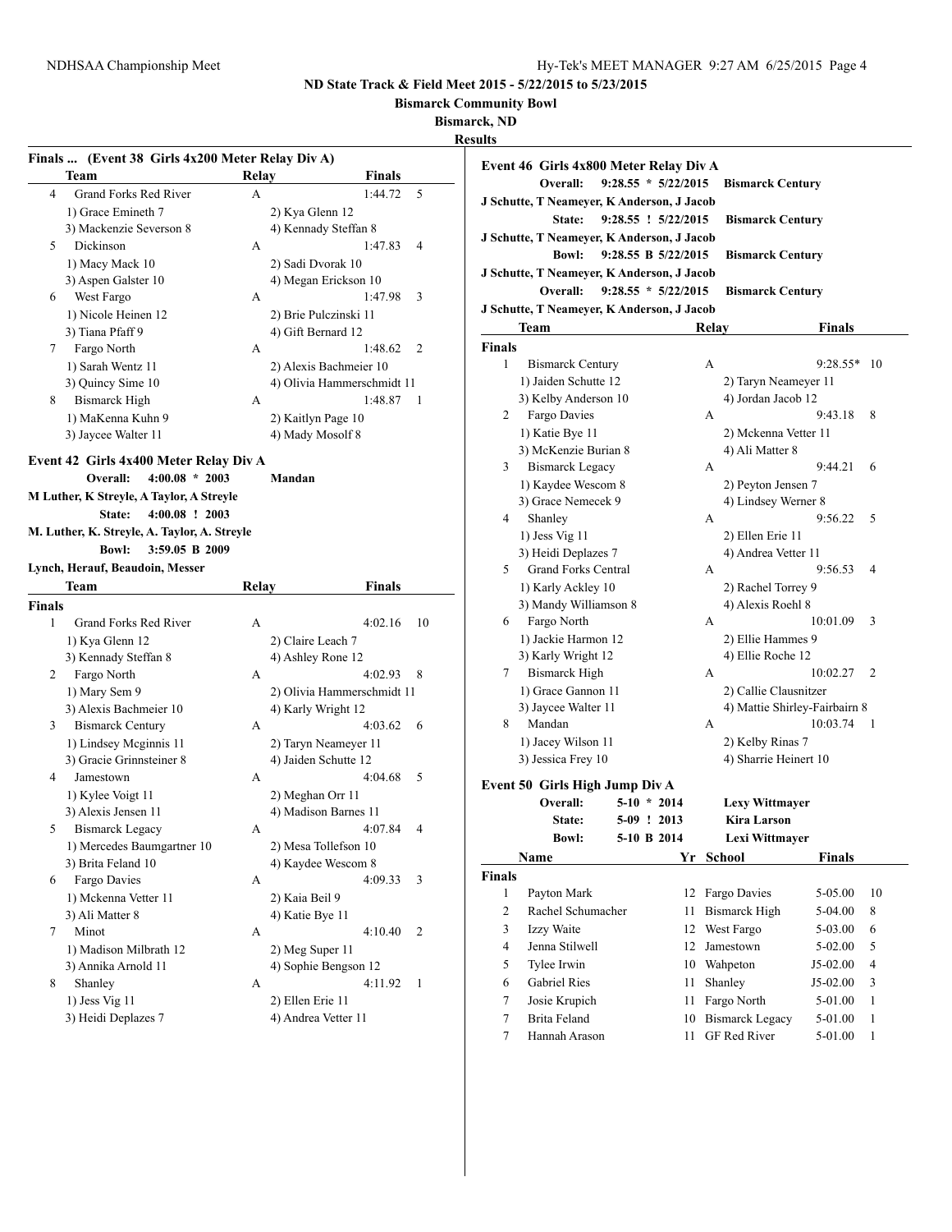## ND State Track & Field Meet 2015 - 5/22/2015 to 5/23/2015

**Bismarck Community Bowl**

**Bismarck, ND**

**Results**

### Finals ... (Event 38 Girls 4x200 Meter Relay Div A)

| | Team | Relay | Finals | |
|---|---|---|---|---|
| 4 | Grand Forks Red River | A | 1:44.72 | 5 |
| | 1) Grace Emineth 7 | 2) Kya Glenn 12 | | |
| | 3) Mackenzie Severson 8 | 4) Kennady Steffan 8 | | |
| 5 | Dickinson | A | 1:47.83 | 4 |
| | 1) Macy Mack 10 | 2) Sadi Dvorak 10 | | |
| | 3) Aspen Galster 10 | 4) Megan Erickson 10 | | |
| 6 | West Fargo | A | 1:47.98 | 3 |
| | 1) Nicole Heinen 12 | 2) Brie Pulczinski 11 | | |
| | 3) Tiana Pfaff 9 | 4) Gift Bernard 12 | | |
| 7 | Fargo North | A | 1:48.62 | 2 |
| | 1) Sarah Wentz 11 | 2) Alexis Bachmeier 10 | | |
| | 3) Quincy Sime 10 | 4) Olivia Hammerschmidt 11 | | |
| 8 | Bismarck High | A | 1:48.87 | 1 |
| | 1) MaKenna Kuhn 9 | 2) Kaitlyn Page 10 | | |
| | 3) Jaycee Walter 11 | 4) Mady Mosolf 8 | | |

### Event 42 Girls 4x400 Meter Relay Div A

**Overall:** 4:00.08 * 2003 **Mandan**
**M Luther, K Streyle, A Taylor, A Streyle**
**State:** 4:00.08 ! 2003
**M. Luther, K. Streyle, A. Taylor, A. Streyle**
**Bowl:** 3:59.05 B 2009
**Lynch, Herauf, Beaudoin, Messer**

| | Team | Relay | Finals | |
|---|---|---|---|---|
| **Finals** | | | | |
| 1 | Grand Forks Red River | A | 4:02.16 | 10 |
| | 1) Kya Glenn 12 | 2) Claire Leach 7 | | |
| | 3) Kennady Steffan 8 | 4) Ashley Rone 12 | | |
| 2 | Fargo North | A | 4:02.93 | 8 |
| | 1) Mary Sem 9 | 2) Olivia Hammerschmidt 11 | | |
| | 3) Alexis Bachmeier 10 | 4) Karly Wright 12 | | |
| 3 | Bismarck Century | A | 4:03.62 | 6 |
| | 1) Lindsey Mcginnis 11 | 2) Taryn Neameyer 11 | | |
| | 3) Gracie Grinnsteiner 8 | 4) Jaiden Schutte 12 | | |
| 4 | Jamestown | A | 4:04.68 | 5 |
| | 1) Kylee Voigt 11 | 2) Meghan Orr 11 | | |
| | 3) Alexis Jensen 11 | 4) Madison Barnes 11 | | |
| 5 | Bismarck Legacy | A | 4:07.84 | 4 |
| | 1) Mercedes Baumgartner 10 | 2) Mesa Tollefson 10 | | |
| | 3) Brita Feland 10 | 4) Kaydee Wescom 8 | | |
| 6 | Fargo Davies | A | 4:09.33 | 3 |
| | 1) Mckenna Vetter 11 | 2) Kaia Beil 9 | | |
| | 3) Ali Matter 8 | 4) Katie Bye 11 | | |
| 7 | Minot | A | 4:10.40 | 2 |
| | 1) Madison Milbrath 12 | 2) Meg Super 11 | | |
| | 3) Annika Arnold 11 | 4) Sophie Bengson 12 | | |
| 8 | Shanley | A | 4:11.92 | 1 |
| | 1) Jess Vig 11 | 2) Ellen Erie 11 | | |
| | 3) Heidi Deplazes 7 | 4) Andrea Vetter 11 | | |

### Event 46 Girls 4x800 Meter Relay Div A

**Overall:** 9:28.55 * 5/22/2015 **Bismarck Century**
**J Schutte, T Neameyer, K Anderson, J Jacob**
**State:** 9:28.55 ! 5/22/2015 **Bismarck Century**
**J Schutte, T Neameyer, K Anderson, J Jacob**
**Bowl:** 9:28.55 B 5/22/2015 **Bismarck Century**
**J Schutte, T Neameyer, K Anderson, J Jacob**
**Overall:** 9:28.55 * 5/22/2015 **Bismarck Century**
**J Schutte, T Neameyer, K Anderson, J Jacob**

| | Team | Relay | Finals | |
|---|---|---|---|---|
| **Finals** | | | | |
| 1 | Bismarck Century | A | 9:28.55* | 10 |
| | 1) Jaiden Schutte 12 | 2) Taryn Neameyer 11 | | |
| | 3) Kelby Anderson 10 | 4) Jordan Jacob 12 | | |
| 2 | Fargo Davies | A | 9:43.18 | 8 |
| | 1) Katie Bye 11 | 2) Mckenna Vetter 11 | | |
| | 3) McKenzie Burian 8 | 4) Ali Matter 8 | | |
| 3 | Bismarck Legacy | A | 9:44.21 | 6 |
| | 1) Kaydee Wescom 8 | 2) Peyton Jensen 7 | | |
| | 3) Grace Nemecek 9 | 4) Lindsey Werner 8 | | |
| 4 | Shanley | A | 9:56.22 | 5 |
| | 1) Jess Vig 11 | 2) Ellen Erie 11 | | |
| | 3) Heidi Deplazes 7 | 4) Andrea Vetter 11 | | |
| 5 | Grand Forks Central | A | 9:56.53 | 4 |
| | 1) Karly Ackley 10 | 2) Rachel Torrey 9 | | |
| | 3) Mandy Williamson 8 | 4) Alexis Roehl 8 | | |
| 6 | Fargo North | A | 10:01.09 | 3 |
| | 1) Jackie Harmon 12 | 2) Ellie Hammes 9 | | |
| | 3) Karly Wright 12 | 4) Ellie Roche 12 | | |
| 7 | Bismarck High | A | 10:02.27 | 2 |
| | 1) Grace Gannon 11 | 2) Callie Clausnitzer | | |
| | 3) Jaycee Walter 11 | 4) Mattie Shirley-Fairbairn 8 | | |
| 8 | Mandan | A | 10:03.74 | 1 |
| | 1) Jacey Wilson 11 | 2) Kelby Rinas 7 | | |
| | 3) Jessica Frey 10 | 4) Sharrie Heinert 10 | | |

### Event 50 Girls High Jump Div A

**Overall:** 5-10 * 2014 **Lexy Wittmayer**
**State:** 5-09 ! 2013 **Kira Larson**
**Bowl:** 5-10 B 2014 **Lexi Wittmayer**

| | Name | Yr | School | Finals | |
|---|---|---|---|---|---|
| **Finals** | | | | | |
| 1 | Payton Mark | 12 | Fargo Davies | 5-05.00 | 10 |
| 2 | Rachel Schumacher | 11 | Bismarck High | 5-04.00 | 8 |
| 3 | Izzy Waite | 12 | West Fargo | 5-03.00 | 6 |
| 4 | Jenna Stilwell | 12 | Jamestown | 5-02.00 | 5 |
| 5 | Tylee Irwin | 10 | Wahpeton | J5-02.00 | 4 |
| 6 | Gabriel Ries | 11 | Shanley | J5-02.00 | 3 |
| 7 | Josie Krupich | 11 | Fargo North | 5-01.00 | 1 |
| 7 | Brita Feland | 10 | Bismarck Legacy | 5-01.00 | 1 |
| 7 | Hannah Arason | 11 | GF Red River | 5-01.00 | 1 |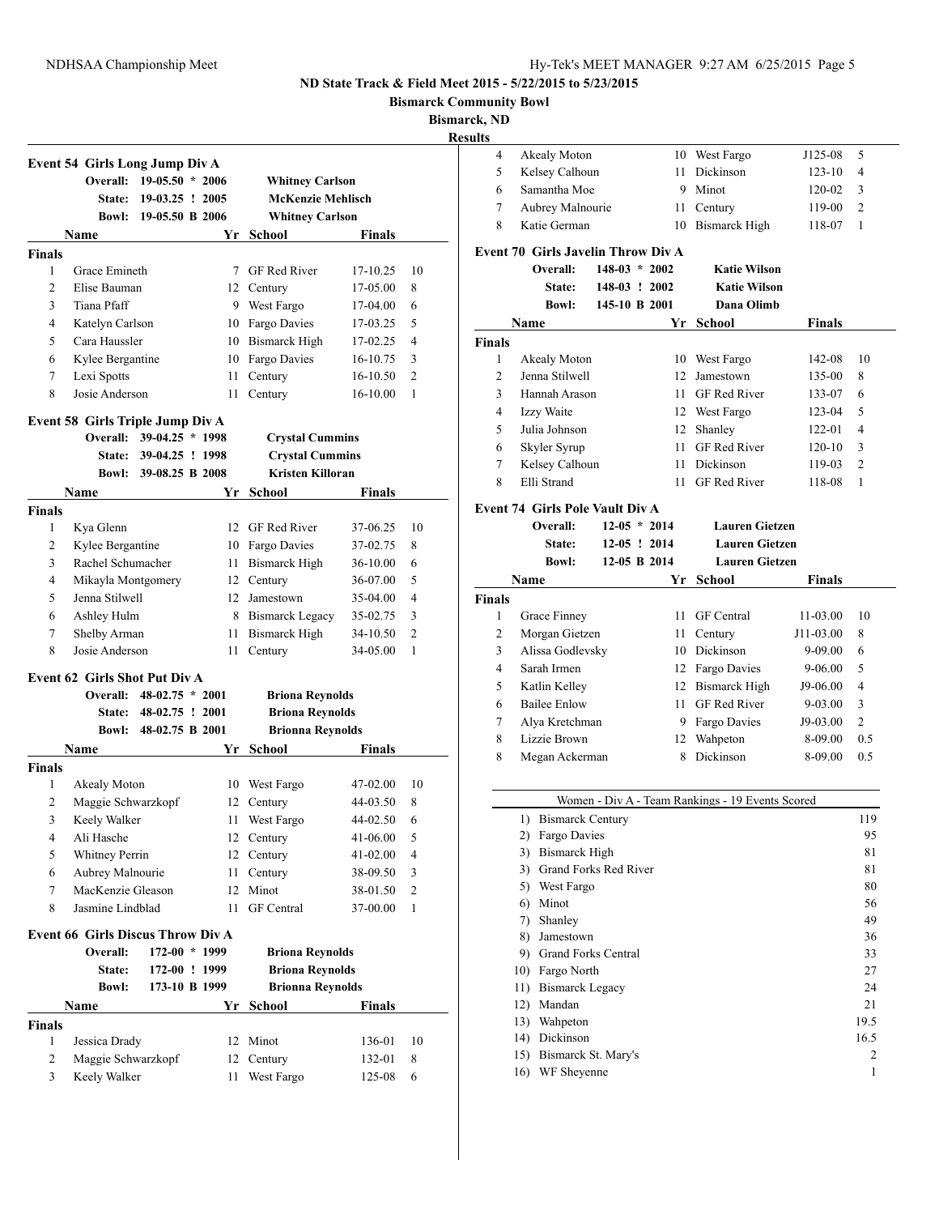## ND State Track & Field Meet 2015 - 5/22/2015 to 5/23/2015

**Bismarck Community Bowl**

**Bismarck, ND**

**Results**

### Event 54 Girls Long Jump Div A

| | | | |
|---|---|---|---|
| Overall: | 19-05.50 * 2006 | Whitney Carlson | |
| State: | 19-03.25 ! 2005 | McKenzie Mehlisch | |
| Bowl: | 19-05.50 B 2006 | Whitney Carlson | |

**Finals**

| | Name | Yr | School | Finals | |
|---|---|---|---|---|---|
| 1 | Grace Emineth | 7 | GF Red River | 17-10.25 | 10 |
| 2 | Elise Bauman | 12 | Century | 17-05.00 | 8 |
| 3 | Tiana Pfaff | 9 | West Fargo | 17-04.00 | 6 |
| 4 | Katelyn Carlson | 10 | Fargo Davies | 17-03.25 | 5 |
| 5 | Cara Haussler | 10 | Bismarck High | 17-02.25 | 4 |
| 6 | Kylee Bergantine | 10 | Fargo Davies | 16-10.75 | 3 |
| 7 | Lexi Spotts | 11 | Century | 16-10.50 | 2 |
| 8 | Josie Anderson | 11 | Century | 16-10.00 | 1 |

### Event 58 Girls Triple Jump Div A

| | | | |
|---|---|---|---|
| Overall: | 39-04.25 * 1998 | Crystal Cummins | |
| State: | 39-04.25 ! 1998 | Crystal Cummins | |
| Bowl: | 39-08.25 B 2008 | Kristen Killoran | |

**Finals**

| | Name | Yr | School | Finals | |
|---|---|---|---|---|---|
| 1 | Kya Glenn | 12 | GF Red River | 37-06.25 | 10 |
| 2 | Kylee Bergantine | 10 | Fargo Davies | 37-02.75 | 8 |
| 3 | Rachel Schumacher | 11 | Bismarck High | 36-10.00 | 6 |
| 4 | Mikayla Montgomery | 12 | Century | 36-07.00 | 5 |
| 5 | Jenna Stilwell | 12 | Jamestown | 35-04.00 | 4 |
| 6 | Ashley Hulm | 8 | Bismarck Legacy | 35-02.75 | 3 |
| 7 | Shelby Arman | 11 | Bismarck High | 34-10.50 | 2 |
| 8 | Josie Anderson | 11 | Century | 34-05.00 | 1 |

### Event 62 Girls Shot Put Div A

| | | | |
|---|---|---|---|
| Overall: | 48-02.75 * 2001 | Briona Reynolds | |
| State: | 48-02.75 ! 2001 | Briona Reynolds | |
| Bowl: | 48-02.75 B 2001 | Brionna Reynolds | |

**Finals**

| | Name | Yr | School | Finals | |
|---|---|---|---|---|---|
| 1 | Akealy Moton | 10 | West Fargo | 47-02.00 | 10 |
| 2 | Maggie Schwarzkopf | 12 | Century | 44-03.50 | 8 |
| 3 | Keely Walker | 11 | West Fargo | 44-02.50 | 6 |
| 4 | Ali Hasche | 12 | Century | 41-06.00 | 5 |
| 5 | Whitney Perrin | 12 | Century | 41-02.00 | 4 |
| 6 | Aubrey Malnourie | 11 | Century | 38-09.50 | 3 |
| 7 | MacKenzie Gleason | 12 | Minot | 38-01.50 | 2 |
| 8 | Jasmine Lindblad | 11 | GF Central | 37-00.00 | 1 |

### Event 66 Girls Discus Throw Div A

| | | | |
|---|---|---|---|
| Overall: | 172-00 * 1999 | Briona Reynolds | |
| State: | 172-00 ! 1999 | Briona Reynolds | |
| Bowl: | 173-10 B 1999 | Brionna Reynolds | |

**Finals**

| | Name | Yr | School | Finals | |
|---|---|---|---|---|---|
| 1 | Jessica Drady | 12 | Minot | 136-01 | 10 |
| 2 | Maggie Schwarzkopf | 12 | Century | 132-01 | 8 |
| 3 | Keely Walker | 11 | West Fargo | 125-08 | 6 |
| 4 | Akealy Moton | 10 | West Fargo | J125-08 | 5 |
| 5 | Kelsey Calhoun | 11 | Dickinson | 123-10 | 4 |
| 6 | Samantha Moe | 9 | Minot | 120-02 | 3 |
| 7 | Aubrey Malnourie | 11 | Century | 119-00 | 2 |
| 8 | Katie German | 10 | Bismarck High | 118-07 | 1 |

### Event 70 Girls Javelin Throw Div A

| | | | |
|---|---|---|---|
| Overall: | 148-03 * 2002 | Katie Wilson | |
| State: | 148-03 ! 2002 | Katie Wilson | |
| Bowl: | 145-10 B 2001 | Dana Olimb | |

**Finals**

| | Name | Yr | School | Finals | |
|---|---|---|---|---|---|
| 1 | Akealy Moton | 10 | West Fargo | 142-08 | 10 |
| 2 | Jenna Stilwell | 12 | Jamestown | 135-00 | 8 |
| 3 | Hannah Arason | 11 | GF Red River | 133-07 | 6 |
| 4 | Izzy Waite | 12 | West Fargo | 123-04 | 5 |
| 5 | Julia Johnson | 12 | Shanley | 122-01 | 4 |
| 6 | Skyler Syrup | 11 | GF Red River | 120-10 | 3 |
| 7 | Kelsey Calhoun | 11 | Dickinson | 119-03 | 2 |
| 8 | Elli Strand | 11 | GF Red River | 118-08 | 1 |

### Event 74 Girls Pole Vault Div A

| | | | |
|---|---|---|---|
| Overall: | 12-05 * 2014 | Lauren Gietzen | |
| State: | 12-05 ! 2014 | Lauren Gietzen | |
| Bowl: | 12-05 B 2014 | Lauren Gietzen | |

**Finals**

| | Name | Yr | School | Finals | |
|---|---|---|---|---|---|
| 1 | Grace Finney | 11 | GF Central | 11-03.00 | 10 |
| 2 | Morgan Gietzen | 11 | Century | J11-03.00 | 8 |
| 3 | Alissa Godlevsky | 10 | Dickinson | 9-09.00 | 6 |
| 4 | Sarah Irmen | 12 | Fargo Davies | 9-06.00 | 5 |
| 5 | Katlin Kelley | 12 | Bismarck High | J9-06.00 | 4 |
| 6 | Bailee Enlow | 11 | GF Red River | 9-03.00 | 3 |
| 7 | Alya Kretchman | 9 | Fargo Davies | J9-03.00 | 2 |
| 8 | Lizzie Brown | 12 | Wahpeton | 8-09.00 | 0.5 |
| 8 | Megan Ackerman | 8 | Dickinson | 8-09.00 | 0.5 |

### Women - Div A - Team Rankings - 19 Events Scored

| | Team | Points |
|---|---|---|
| 1) | Bismarck Century | 119 |
| 2) | Fargo Davies | 95 |
| 3) | Bismarck High | 81 |
| 3) | Grand Forks Red River | 81 |
| 5) | West Fargo | 80 |
| 6) | Minot | 56 |
| 7) | Shanley | 49 |
| 8) | Jamestown | 36 |
| 9) | Grand Forks Central | 33 |
| 10) | Fargo North | 27 |
| 11) | Bismarck Legacy | 24 |
| 12) | Mandan | 21 |
| 13) | Wahpeton | 19.5 |
| 14) | Dickinson | 16.5 |
| 15) | Bismarck St. Mary's | 2 |
| 16) | WF Sheyenne | 1 |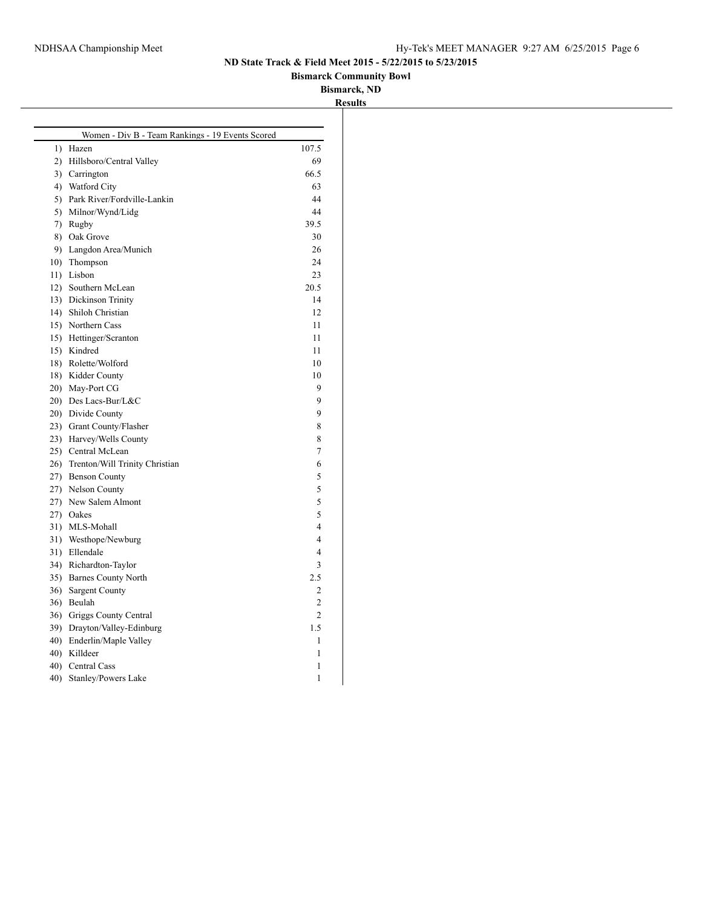**ND State Track & Field Meet 2015 - 5/22/2015 to 5/23/2015**

**Bismarck Community Bowl**

**Bismarck, ND**

**Results**

**Women - Div B - Team Rankings - 19 Events Scored**

| | | |
|---|---|---|
| 1) | Hazen | 107.5 |
| 2) | Hillsboro/Central Valley | 69 |
| 3) | Carrington | 66.5 |
| 4) | Watford City | 63 |
| 5) | Park River/Fordville-Lankin | 44 |
| 5) | Milnor/Wynd/Lidg | 44 |
| 7) | Rugby | 39.5 |
| 8) | Oak Grove | 30 |
| 9) | Langdon Area/Munich | 26 |
| 10) | Thompson | 24 |
| 11) | Lisbon | 23 |
| 12) | Southern McLean | 20.5 |
| 13) | Dickinson Trinity | 14 |
| 14) | Shiloh Christian | 12 |
| 15) | Northern Cass | 11 |
| 15) | Hettinger/Scranton | 11 |
| 15) | Kindred | 11 |
| 18) | Rolette/Wolford | 10 |
| 18) | Kidder County | 10 |
| 20) | May-Port CG | 9 |
| 20) | Des Lacs-Bur/L&C | 9 |
| 20) | Divide County | 9 |
| 23) | Grant County/Flasher | 8 |
| 23) | Harvey/Wells County | 8 |
| 25) | Central McLean | 7 |
| 26) | Trenton/Will Trinity Christian | 6 |
| 27) | Benson County | 5 |
| 27) | Nelson County | 5 |
| 27) | New Salem Almont | 5 |
| 27) | Oakes | 5 |
| 31) | MLS-Mohall | 4 |
| 31) | Westhope/Newburg | 4 |
| 31) | Ellendale | 4 |
| 34) | Richardton-Taylor | 3 |
| 35) | Barnes County North | 2.5 |
| 36) | Sargent County | 2 |
| 36) | Beulah | 2 |
| 36) | Griggs County Central | 2 |
| 39) | Drayton/Valley-Edinburg | 1.5 |
| 40) | Enderlin/Maple Valley | 1 |
| 40) | Killdeer | 1 |
| 40) | Central Cass | 1 |
| 40) | Stanley/Powers Lake | 1 |